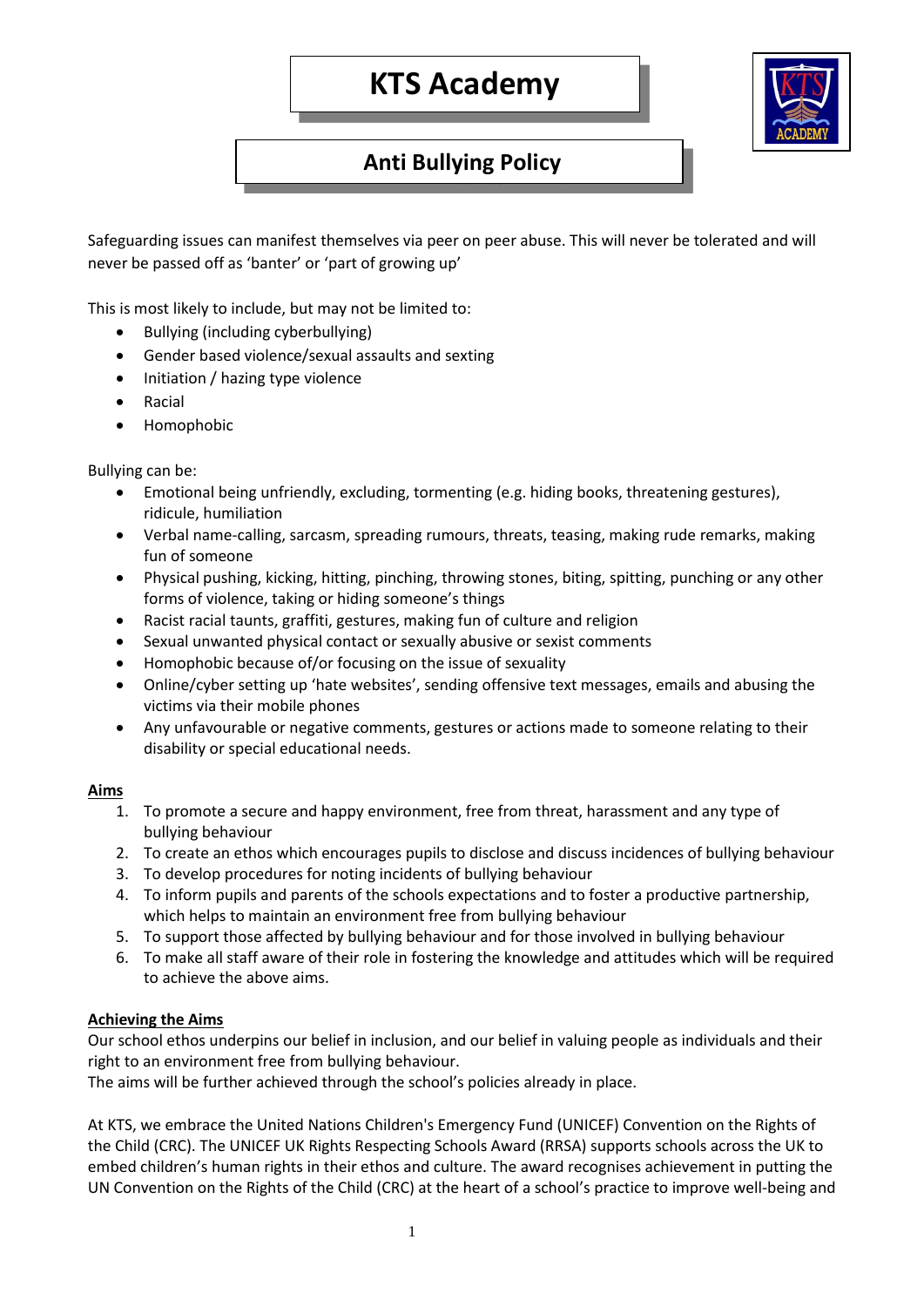# KTS Academy

## Anti Bullying Policy

Safeguarding issues can manifest themselves via peer on peer abuse. This will never be tolerated and will never be passed off as 'banter' or 'part of growing up'

This is most likely to include, but may not be limited to:

- Bullying (including cyberbullying)
- Gender based violence/sexual assaults and sexting
- Initiation / hazing type violence
- Racial
- Homophobic

Bullying can be:

- Emotional being unfriendly, excluding, tormenting (e.g. hiding books, threatening gestures), ridicule, humiliation
- Verbal name-calling, sarcasm, spreading rumours, threats, teasing, making rude remarks, making fun of someone
- Physical pushing, kicking, hitting, pinching, throwing stones, biting, spitting, punching or any other forms of violence, taking or hiding someone's things
- Racist racial taunts, graffiti, gestures, making fun of culture and religion
- Sexual unwanted physical contact or sexually abusive or sexist comments
- Homophobic because of/or focusing on the issue of sexuality
- Online/cyber setting up 'hate websites', sending offensive text messages, emails and abusing the victims via their mobile phones
- Any unfavourable or negative comments, gestures or actions made to someone relating to their disability or special educational needs.

**Aims**

1. To promote a secure and happy environment, free from threat, harassment and any type of bullying behaviour
2. To create an ethos which encourages pupils to disclose and discuss incidences of bullying behaviour
3. To develop procedures for noting incidents of bullying behaviour
4. To inform pupils and parents of the schools expectations and to foster a productive partnership, which helps to maintain an environment free from bullying behaviour
5. To support those affected by bullying behaviour and for those involved in bullying behaviour
6. To make all staff aware of their role in fostering the knowledge and attitudes which will be required to achieve the above aims.

**Achieving the Aims**

Our school ethos underpins our belief in inclusion, and our belief in valuing people as individuals and their right to an environment free from bullying behaviour.
The aims will be further achieved through the school's policies already in place.

At KTS, we embrace the United Nations Children's Emergency Fund (UNICEF) Convention on the Rights of the Child (CRC). The UNICEF UK Rights Respecting Schools Award (RRSA) supports schools across the UK to embed children's human rights in their ethos and culture. The award recognises achievement in putting the UN Convention on the Rights of the Child (CRC) at the heart of a school's practice to improve well-being and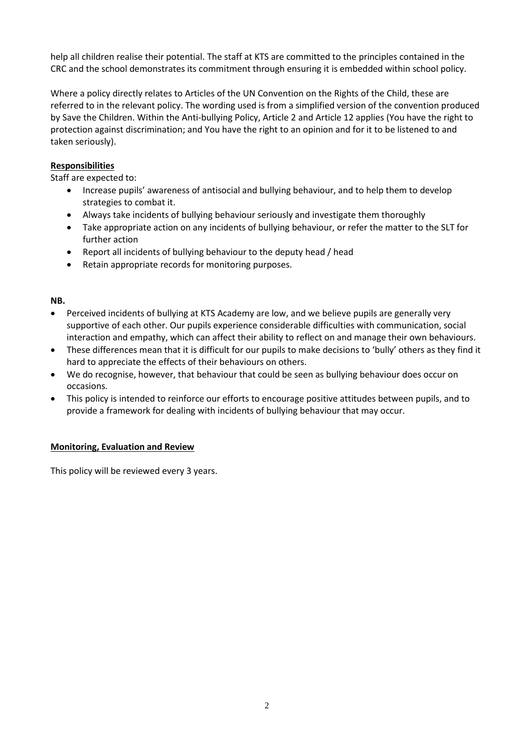help all children realise their potential. The staff at KTS are committed to the principles contained in the CRC and the school demonstrates its commitment through ensuring it is embedded within school policy.

Where a policy directly relates to Articles of the UN Convention on the Rights of the Child, these are referred to in the relevant policy. The wording used is from a simplified version of the convention produced by Save the Children. Within the Anti-bullying Policy, Article 2 and Article 12 applies (You have the right to protection against discrimination; and You have the right to an opinion and for it to be listened to and taken seriously).

**Responsibilities**

Staff are expected to:

- Increase pupils' awareness of antisocial and bullying behaviour, and to help them to develop strategies to combat it.
- Always take incidents of bullying behaviour seriously and investigate them thoroughly
- Take appropriate action on any incidents of bullying behaviour, or refer the matter to the SLT for further action
- Report all incidents of bullying behaviour to the deputy head / head
- Retain appropriate records for monitoring purposes.

**NB.**

- Perceived incidents of bullying at KTS Academy are low, and we believe pupils are generally very supportive of each other. Our pupils experience considerable difficulties with communication, social interaction and empathy, which can affect their ability to reflect on and manage their own behaviours.
- These differences mean that it is difficult for our pupils to make decisions to 'bully' others as they find it hard to appreciate the effects of their behaviours on others.
- We do recognise, however, that behaviour that could be seen as bullying behaviour does occur on occasions.
- This policy is intended to reinforce our efforts to encourage positive attitudes between pupils, and to provide a framework for dealing with incidents of bullying behaviour that may occur.

**Monitoring, Evaluation and Review**

This policy will be reviewed every 3 years.